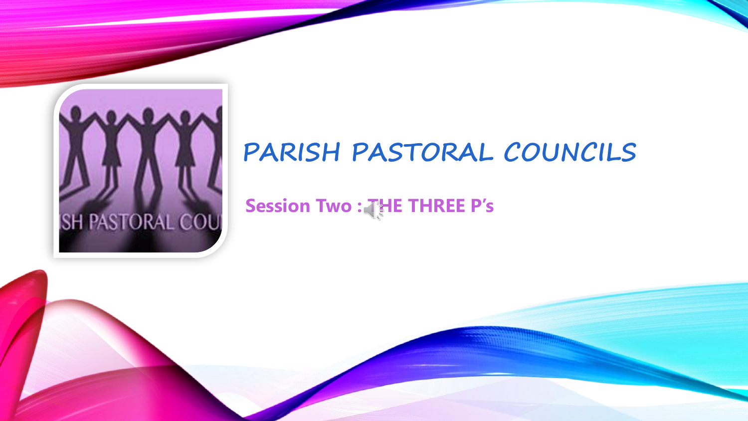# PARISH PASTORAL COUNCILS

**Session Two : THE THREE P's**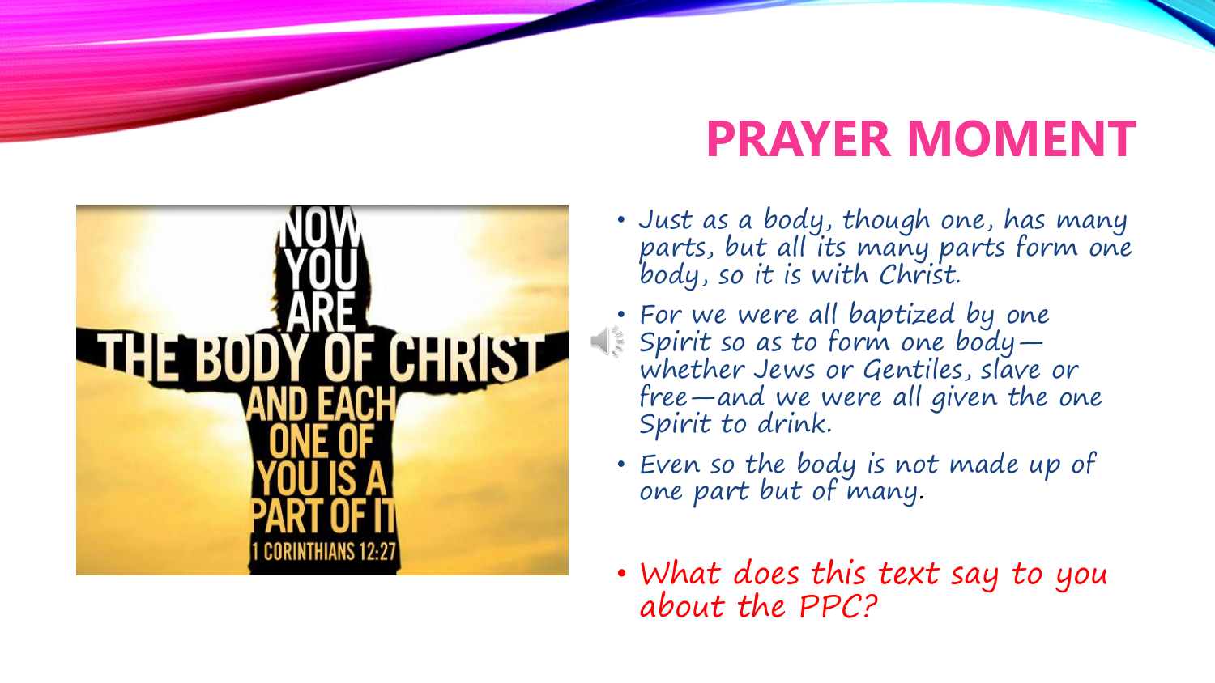# PRAYER MOMENT

NOW YOU ARE THE BODY OF CHRIST AND EACH ONE OF YOU IS A PART OF IT

1 CORINTHIANS 12:27

- *Just as a body, though one, has many parts, but all its many parts form one body, so it is with Christ.*
- *For we were all baptized by one Spirit so as to form one body—whether Jews or Gentiles, slave or free—and we were all given the one Spirit to drink.*
- *Even so the body is not made up of one part but of many.*

- *What does this text say to you about the PPC?*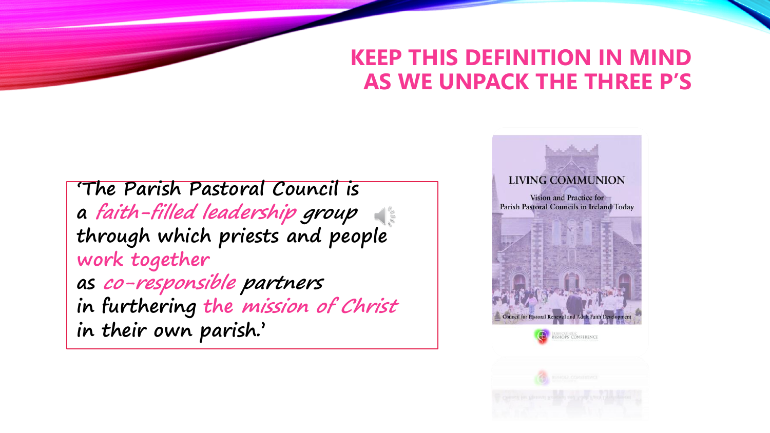# KEEP THIS DEFINITION IN MIND AS WE UNPACK THE THREE P'S

'The Parish Pastoral Council is
a *faith-filled leadership* group
through which priests and people
*work together*
as *co-responsible* partners
in furthering *the mission of Christ*
in their own parish.'

LIVING COMMUNION

Vision and Practice for Parish Pastoral Councils in Ireland Today

Council for Pastoral Renewal and Adult Faith Development

IRISH CATHOLIC BISHOPS' CONFERENCE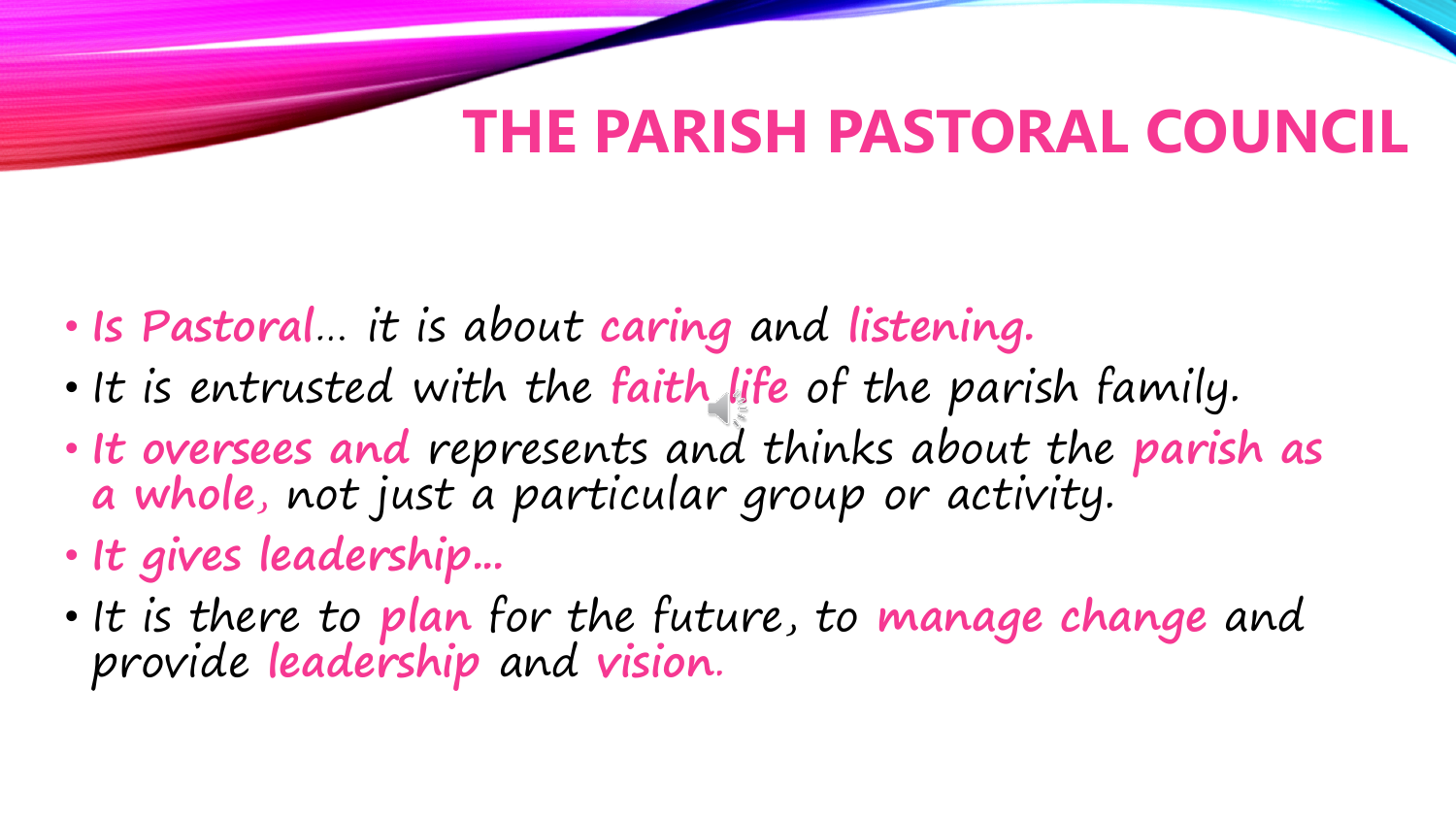# THE PARISH PASTORAL COUNCIL

- Is Pastoral… it is about caring and listening.
- It is entrusted with the faith life of the parish family.
- It oversees and represents and thinks about the parish as a whole, not just a particular group or activity.
- It gives leadership…
- It is there to plan for the future, to manage change and provide leadership and vision.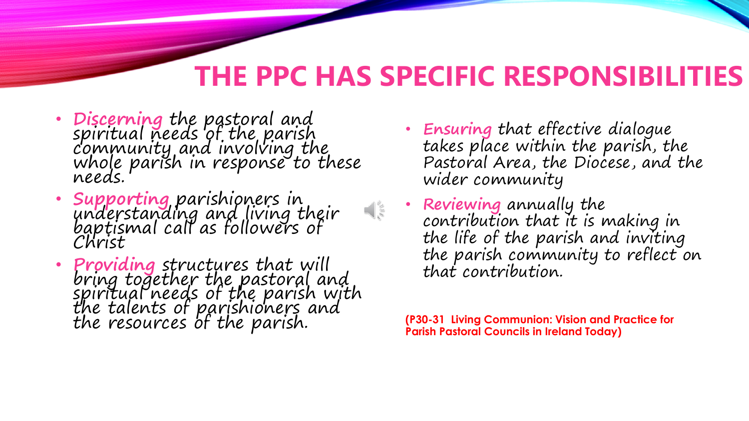# THE PPC HAS SPECIFIC RESPONSIBILITIES

- **Discerning** the pastoral and spiritual needs of the parish community and involving the whole parish in response to these needs.
- **Supporting** parishioners in understanding and living their baptismal call as followers of Christ
- **Providing** structures that will bring together the pastoral and spiritual needs of the parish with the talents of parishioners and the resources of the parish.
- **Ensuring** that effective dialogue takes place within the parish, the Pastoral Area, the Diocese, and the wider community
- **Reviewing** annually the contribution that it is making in the life of the parish and inviting the parish community to reflect on that contribution.

**(P30-31 Living Communion: Vision and Practice for Parish Pastoral Councils in Ireland Today)**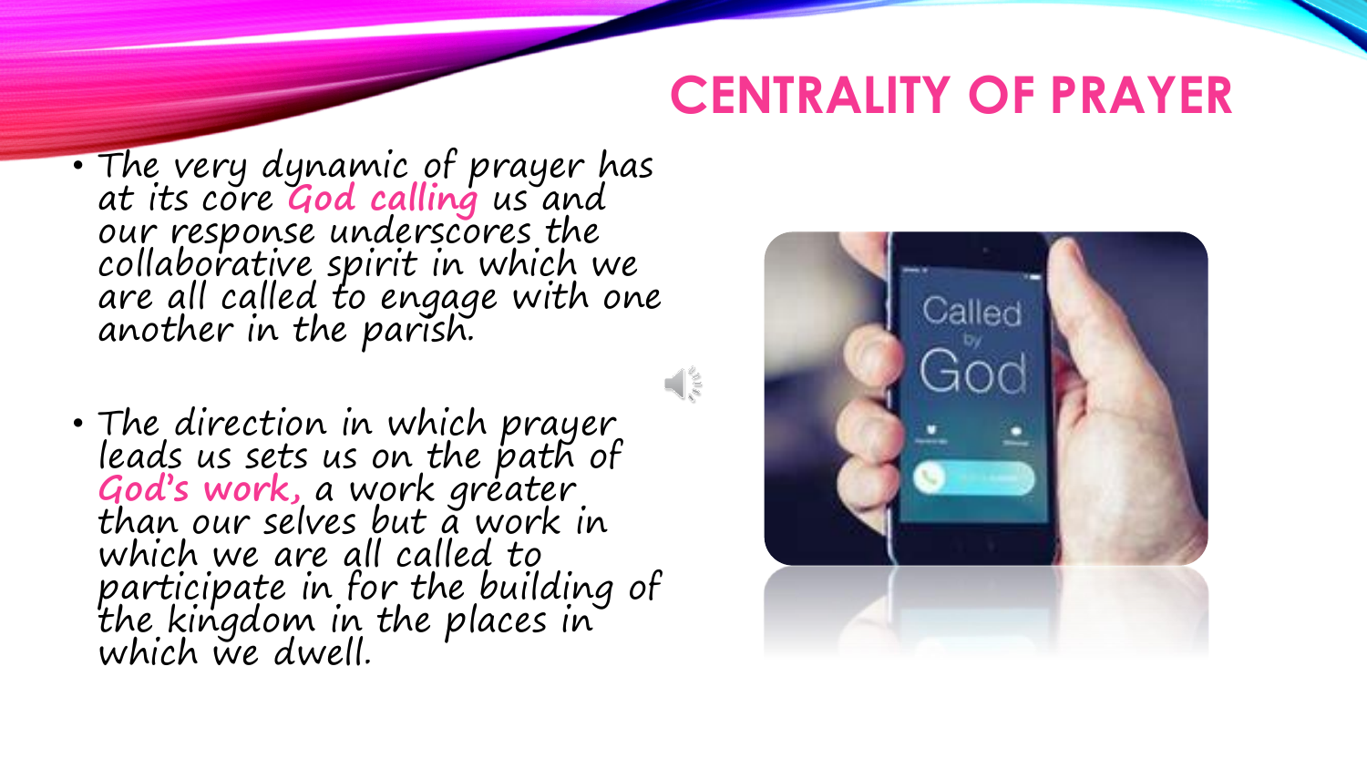# CENTRALITY OF PRAYER

- The very dynamic of prayer has at its core **God calling** us and our response underscores the collaborative spirit in which we are all called to engage with one another in the parish.

- The direction in which prayer leads us sets us on the path of ***God's work,*** a work greater than our selves but a work in which we are all called to participate in for the building of the kingdom in the places in which we dwell.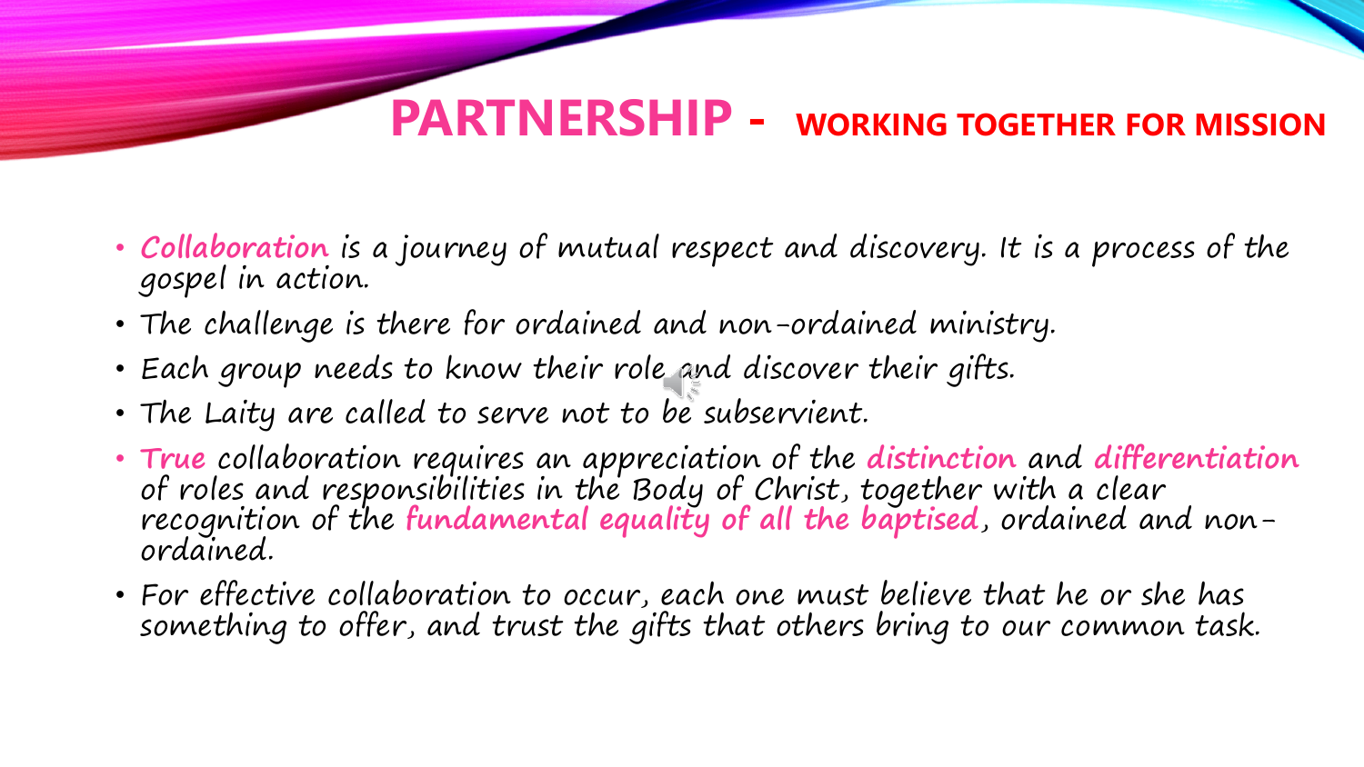# PARTNERSHIP - WORKING TOGETHER FOR MISSION

- Collaboration is a journey of mutual respect and discovery. It is a process of the gospel in action.
- The challenge is there for ordained and non-ordained ministry.
- Each group needs to know their role and discover their gifts.
- The Laity are called to serve not to be subservient.
- True collaboration requires an appreciation of the distinction and differentiation of roles and responsibilities in the Body of Christ, together with a clear recognition of the fundamental equality of all the baptised, ordained and non-ordained.
- For effective collaboration to occur, each one must believe that he or she has something to offer, and trust the gifts that others bring to our common task.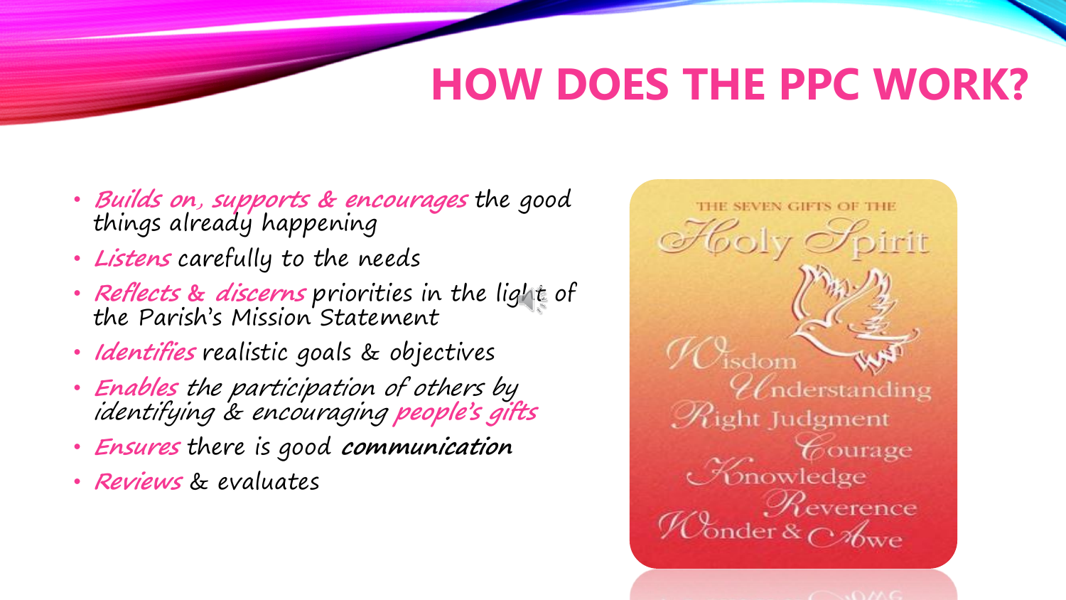# HOW DOES THE PPC WORK?

- *Builds on, supports & encourages* the good things already happening
- *Listens* carefully to the needs
- *Reflects & discerns* priorities in the light of the Parish's Mission Statement
- *Identifies* realistic goals & objectives
- *Enables the participation of others by identifying & encouraging people's gifts*
- *Ensures* there is good **communication**
- *Reviews* & evaluates

THE SEVEN GIFTS OF THE

Holy Spirit

Wisdom

Understanding

Right Judgment

Courage

Knowledge

Reverence

Wonder & Awe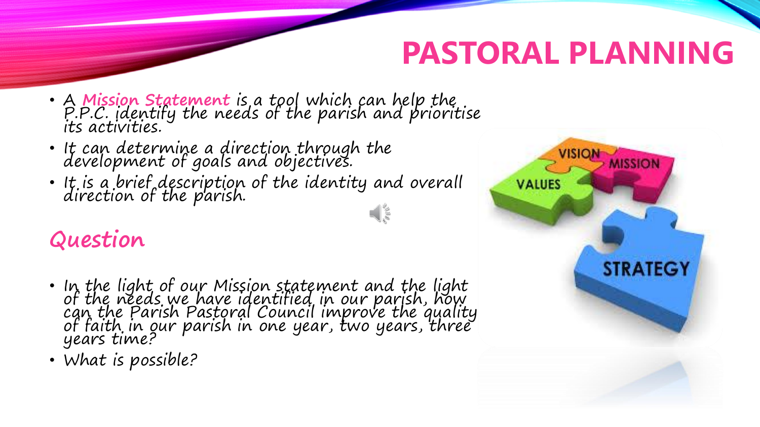# PASTORAL PLANNING

- A Mission Statement is a tool which can help the P.P.C. identify the needs of the parish and prioritise its activities.
- It can determine a direction through the development of goals and objectives.
- It is a brief description of the identity and overall direction of the parish.

## Question

- In the light of our Mission statement and the light of the needs we have identified in our parish, how can the Parish Pastoral Council improve the quality of faith in our parish in one year, two years, three years time?
- What is possible?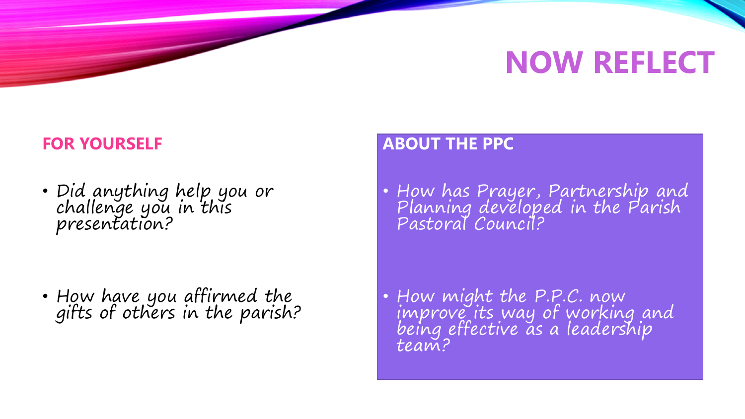# NOW REFLECT

## FOR YOURSELF

- Did anything help you or challenge you in this presentation?
- How have you affirmed the gifts of others in the parish?

## ABOUT THE PPC

- How has Prayer, Partnership and Planning developed in the Parish Pastoral Council?
- How might the P.P.C. now improve its way of working and being effective as a leadership team?